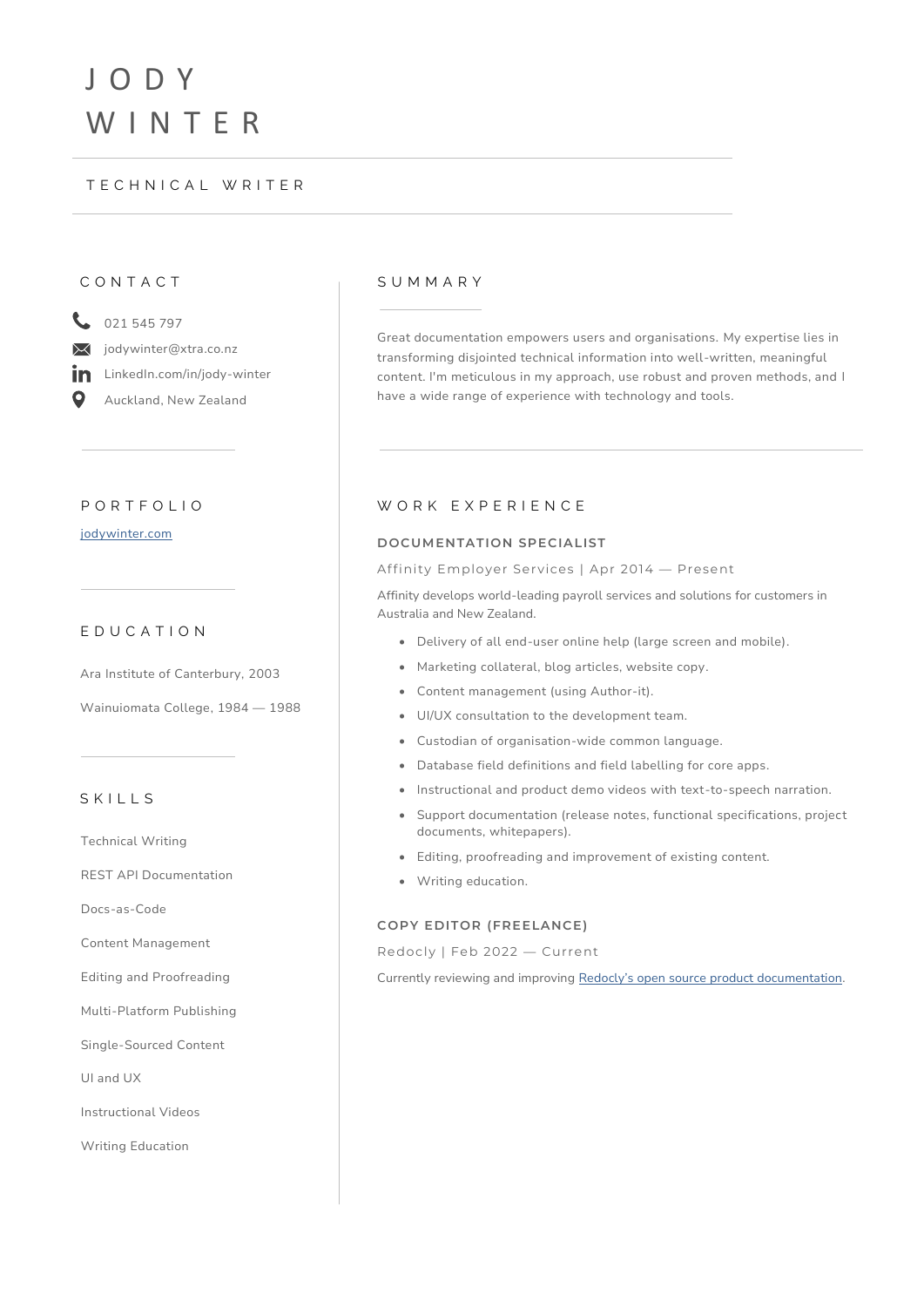# JODY WINTER

## TECHNICAL WRITER

## CONTACT

021 545 797

jodywinter@xtra.co.nz

LinkedIn.com/in/jody-winter

Auckland, New Zealand

## PORTFOLIO

[jodywinter.com](jodywinter.com)

## EDUCATION

Ara Institute of Canterbury, 2003

Wainuiomata College, 1984 — 1988

## SKILLS

Technical Writing

REST API Documentation

Docs-as-Code

Content Management

Editing and Proofreading

Multi-Platform Publishing

Single-Sourced Content

UI and UX

Instructional Videos

Writing Education

## SUMMARY

Great documentation empowers users and organisations. My expertise lies in transforming disjointed technical information into well-written, meaningful content. I'm meticulous in my approach, use robust and proven methods, and I have a wide range of experience with technology and tools.

## WORK EXPERIENCE

### DOCUMENTATION SPECIALIST

Affinity Employer Services | Apr 2014 — Present

Affinity develops world-leading payroll services and solutions for customers in Australia and New Zealand.

- Delivery of all end-user online help (large screen and mobile).
- Marketing collateral, blog articles, website copy.
- Content management (using Author-it).
- UI/UX consultation to the development team.
- Custodian of organisation-wide common language.
- Database field definitions and field labelling for core apps.
- Instructional and product demo videos with text-to-speech narration.
- Support documentation (release notes, functional specifications, project documents, whitepapers).
- Editing, proofreading and improvement of existing content.
- Writing education.

### COPY EDITOR (FREELANCE)

Redocly | Feb 2022 — Current

Currently reviewing and improving Redocly's open source product documentation.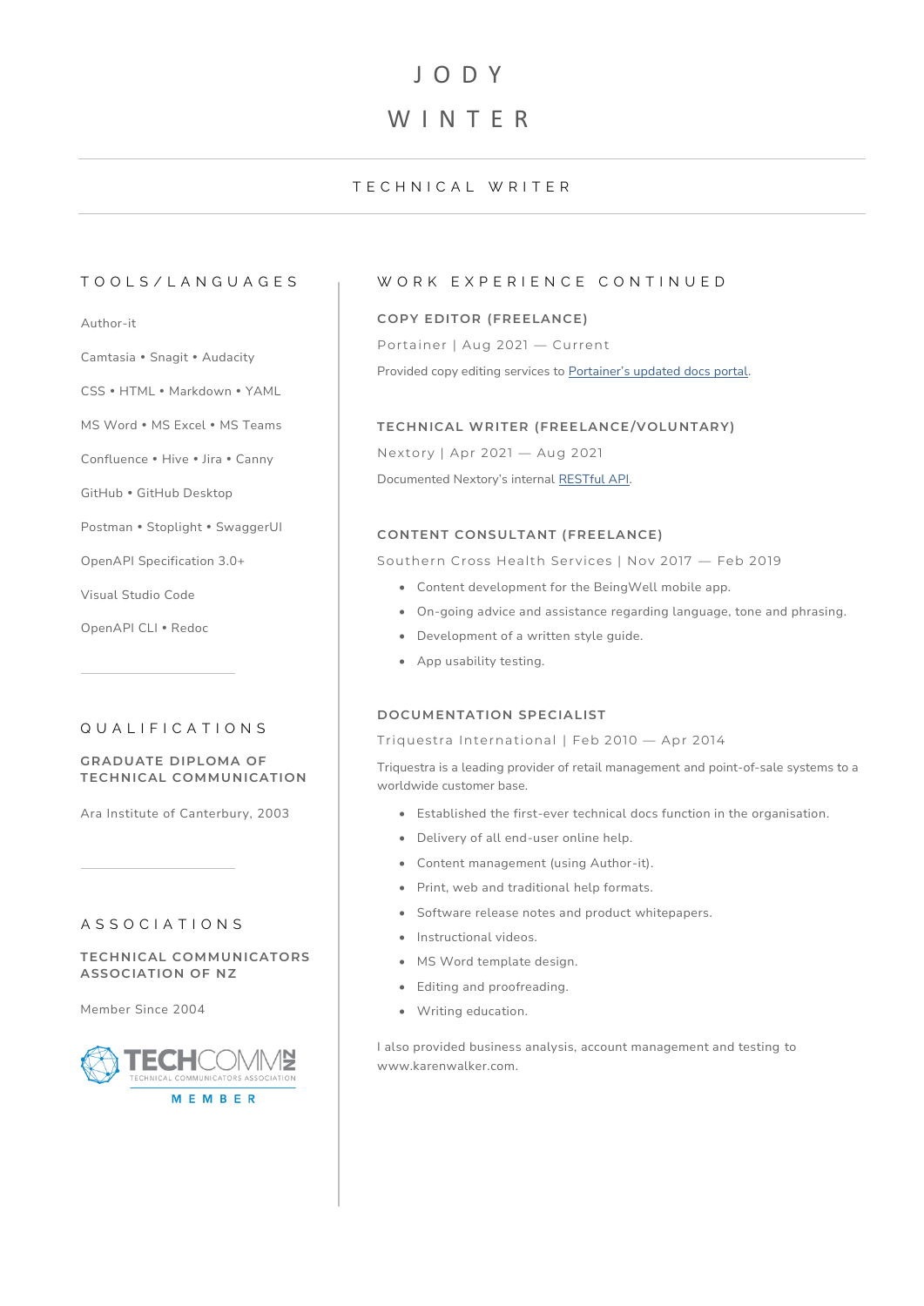# JODY WINTER

## TECHNICAL WRITER

## TOOLS/LANGUAGES

Author-it

Camtasia • Snagit • Audacity

CSS • HTML • Markdown • YAML

MS Word • MS Excel • MS Teams

Confluence • Hive • Jira • Canny

GitHub • GitHub Desktop

Postman • Stoplight • SwaggerUI

OpenAPI Specification 3.0+

Visual Studio Code

OpenAPI CLI • Redoc

## QUALIFICATIONS

### GRADUATE DIPLOMA OF TECHNICAL COMMUNICATION

Ara Institute of Canterbury, 2003

## ASSOCIATIONS

### TECHNICAL COMMUNICATORS ASSOCIATION OF NZ

Member Since 2004

TECHCOMMNZ TECHNICAL COMMUNICATORS ASSOCIATION MEMBER

## WORK EXPERIENCE CONTINUED

### COPY EDITOR (FREELANCE)

Portainer | Aug 2021 — Current

Provided copy editing services to Portainer's updated docs portal.

### TECHNICAL WRITER (FREELANCE/VOLUNTARY)

Nextory | Apr 2021 — Aug 2021

Documented Nextory's internal RESTful API.

### CONTENT CONSULTANT (FREELANCE)

Southern Cross Health Services | Nov 2017 — Feb 2019

- Content development for the BeingWell mobile app.
- On-going advice and assistance regarding language, tone and phrasing.
- Development of a written style guide.
- App usability testing.

### DOCUMENTATION SPECIALIST

Triquestra International | Feb 2010 — Apr 2014

Triquestra is a leading provider of retail management and point-of-sale systems to a worldwide customer base.

- Established the first-ever technical docs function in the organisation.
- Delivery of all end-user online help.
- Content management (using Author-it).
- Print, web and traditional help formats.
- Software release notes and product whitepapers.
- Instructional videos.
- MS Word template design.
- Editing and proofreading.
- Writing education.

I also provided business analysis, account management and testing to www.karenwalker.com.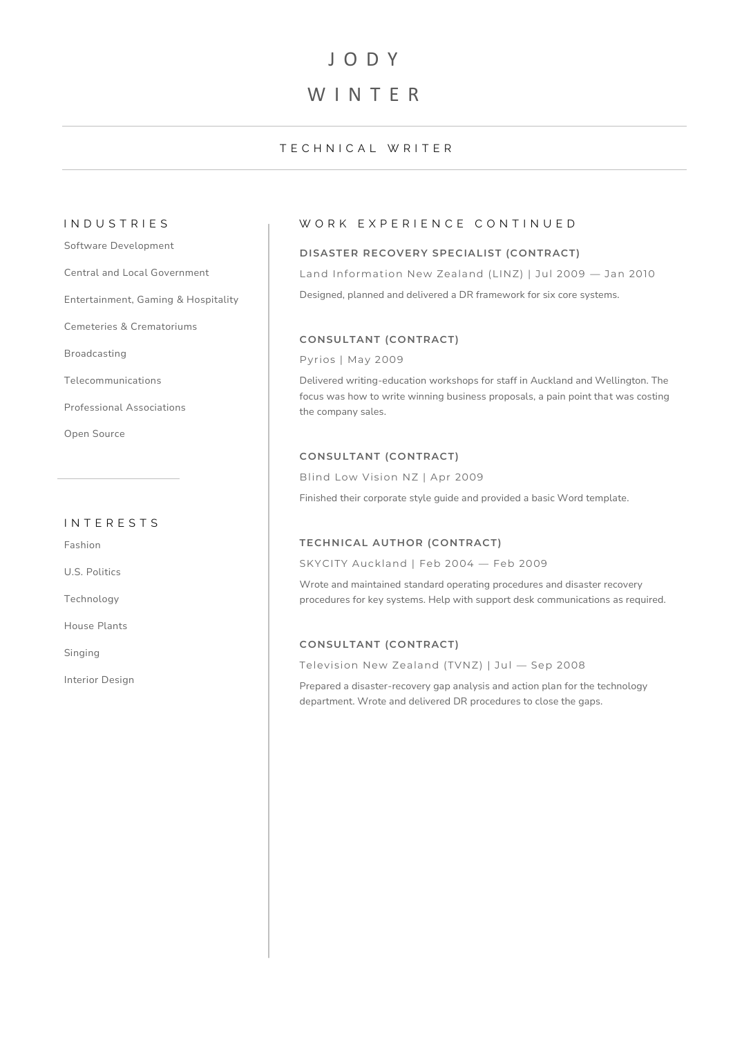# JODY WINTER

TECHNICAL WRITER

## INDUSTRIES

Software Development

Central and Local Government

Entertainment, Gaming & Hospitality

Cemeteries & Crematoriums

Broadcasting

Telecommunications

Professional Associations

Open Source

## INTERESTS

Fashion

U.S. Politics

Technology

House Plants

Singing

Interior Design

## WORK EXPERIENCE CONTINUED

### DISASTER RECOVERY SPECIALIST (CONTRACT)

Land Information New Zealand (LINZ) | Jul 2009 — Jan 2010

Designed, planned and delivered a DR framework for six core systems.

### CONSULTANT (CONTRACT)

Pyrios | May 2009

Delivered writing-education workshops for staff in Auckland and Wellington. The focus was how to write winning business proposals, a pain point that was costing the company sales.

### CONSULTANT (CONTRACT)

Blind Low Vision NZ | Apr 2009

Finished their corporate style guide and provided a basic Word template.

### TECHNICAL AUTHOR (CONTRACT)

SKYCITY Auckland | Feb 2004 — Feb 2009

Wrote and maintained standard operating procedures and disaster recovery procedures for key systems. Help with support desk communications as required.

### CONSULTANT (CONTRACT)

Television New Zealand (TVNZ) | Jul — Sep 2008

Prepared a disaster-recovery gap analysis and action plan for the technology department. Wrote and delivered DR procedures to close the gaps.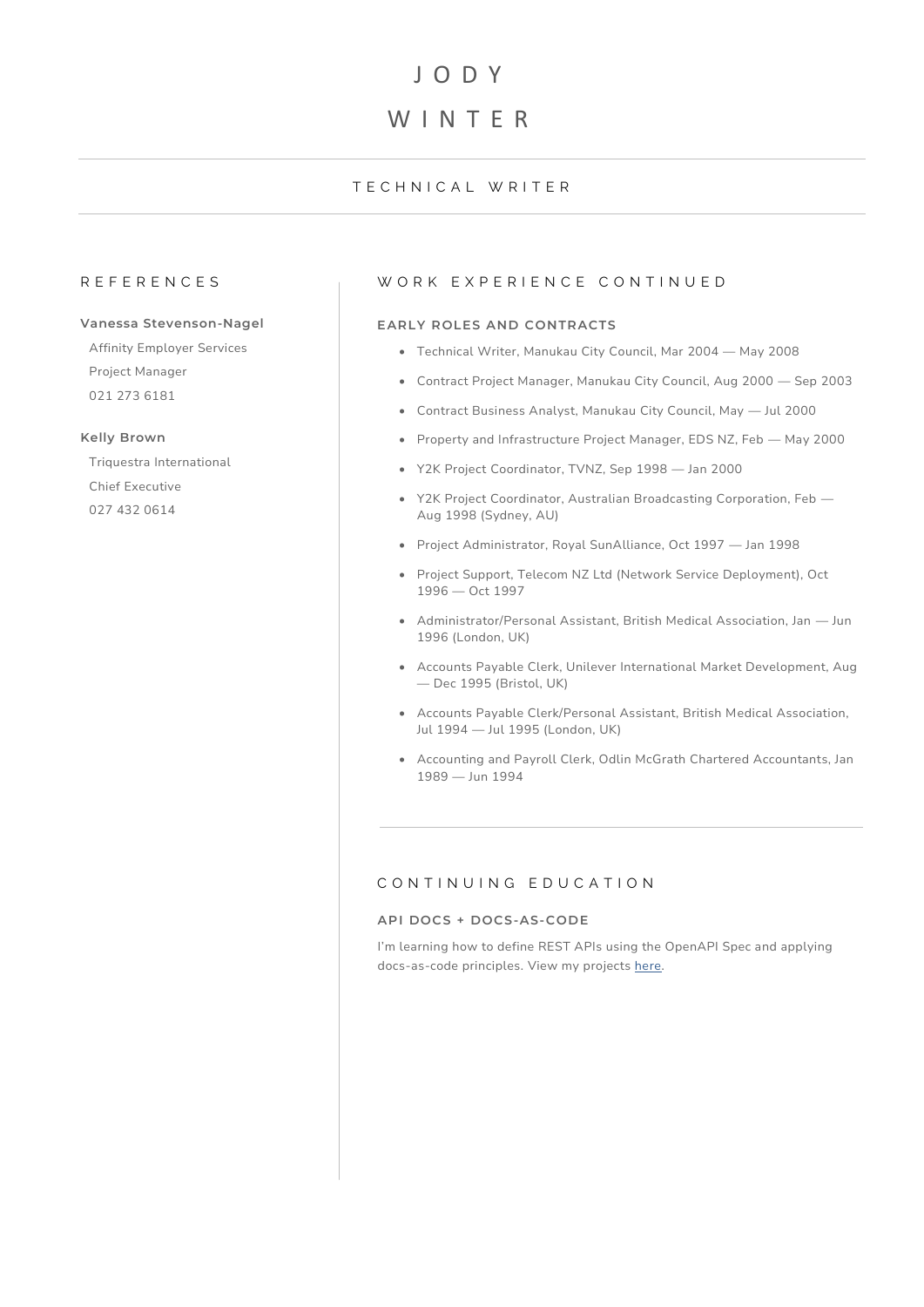# JODY WINTER

## TECHNICAL WRITER

## REFERENCES

**Vanessa Stevenson-Nagel**
Affinity Employer Services
Project Manager
021 273 6181

**Kelly Brown**
Triquestra International
Chief Executive
027 432 0614

## WORK EXPERIENCE CONTINUED

### EARLY ROLES AND CONTRACTS

- Technical Writer, Manukau City Council, Mar 2004 — May 2008
- Contract Project Manager, Manukau City Council, Aug 2000 — Sep 2003
- Contract Business Analyst, Manukau City Council, May — Jul 2000
- Property and Infrastructure Project Manager, EDS NZ, Feb — May 2000
- Y2K Project Coordinator, TVNZ, Sep 1998 — Jan 2000
- Y2K Project Coordinator, Australian Broadcasting Corporation, Feb — Aug 1998 (Sydney, AU)
- Project Administrator, Royal SunAlliance, Oct 1997 — Jan 1998
- Project Support, Telecom NZ Ltd (Network Service Deployment), Oct 1996 — Oct 1997
- Administrator/Personal Assistant, British Medical Association, Jan — Jun 1996 (London, UK)
- Accounts Payable Clerk, Unilever International Market Development, Aug — Dec 1995 (Bristol, UK)
- Accounts Payable Clerk/Personal Assistant, British Medical Association, Jul 1994 — Jul 1995 (London, UK)
- Accounting and Payroll Clerk, Odlin McGrath Chartered Accountants, Jan 1989 — Jun 1994

## CONTINUING EDUCATION

### API DOCS + DOCS-AS-CODE

I'm learning how to define REST APIs using the OpenAPI Spec and applying docs-as-code principles. View my projects here.